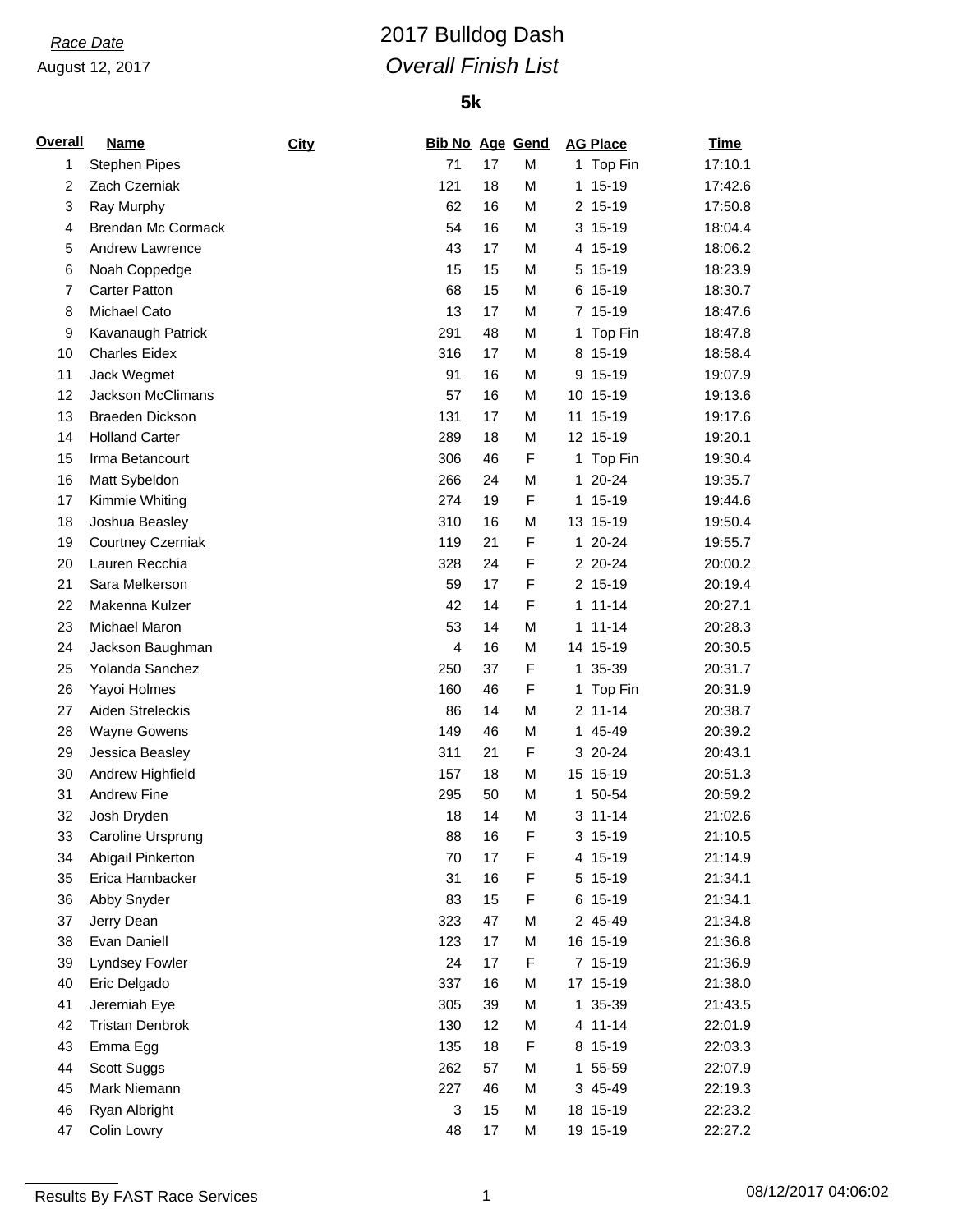*Race Date*

August 12, 2017

# 2017 Bulldog Dash

## *Overall Finish List*

### 5k

| Overall | Name | City | Bib No | Age | Gend | AG Place | Time |
|---|---|---|---|---|---|---|---|
| 1 | Stephen Pipes | | 71 | 17 | M | 1 Top Fin | 17:10.1 |
| 2 | Zach Czerniak | | 121 | 18 | M | 1 15-19 | 17:42.6 |
| 3 | Ray Murphy | | 62 | 16 | M | 2 15-19 | 17:50.8 |
| 4 | Brendan Mc Cormack | | 54 | 16 | M | 3 15-19 | 18:04.4 |
| 5 | Andrew Lawrence | | 43 | 17 | M | 4 15-19 | 18:06.2 |
| 6 | Noah Coppedge | | 15 | 15 | M | 5 15-19 | 18:23.9 |
| 7 | Carter Patton | | 68 | 15 | M | 6 15-19 | 18:30.7 |
| 8 | Michael Cato | | 13 | 17 | M | 7 15-19 | 18:47.6 |
| 9 | Kavanaugh Patrick | | 291 | 48 | M | 1 Top Fin | 18:47.8 |
| 10 | Charles Eidex | | 316 | 17 | M | 8 15-19 | 18:58.4 |
| 11 | Jack Wegmet | | 91 | 16 | M | 9 15-19 | 19:07.9 |
| 12 | Jackson McClimans | | 57 | 16 | M | 10 15-19 | 19:13.6 |
| 13 | Braeden Dickson | | 131 | 17 | M | 11 15-19 | 19:17.6 |
| 14 | Holland Carter | | 289 | 18 | M | 12 15-19 | 19:20.1 |
| 15 | Irma Betancourt | | 306 | 46 | F | 1 Top Fin | 19:30.4 |
| 16 | Matt Sybeldon | | 266 | 24 | M | 1 20-24 | 19:35.7 |
| 17 | Kimmie Whiting | | 274 | 19 | F | 1 15-19 | 19:44.6 |
| 18 | Joshua Beasley | | 310 | 16 | M | 13 15-19 | 19:50.4 |
| 19 | Courtney Czerniak | | 119 | 21 | F | 1 20-24 | 19:55.7 |
| 20 | Lauren Recchia | | 328 | 24 | F | 2 20-24 | 20:00.2 |
| 21 | Sara Melkerson | | 59 | 17 | F | 2 15-19 | 20:19.4 |
| 22 | Makenna Kulzer | | 42 | 14 | F | 1 11-14 | 20:27.1 |
| 23 | Michael Maron | | 53 | 14 | M | 1 11-14 | 20:28.3 |
| 24 | Jackson Baughman | | 4 | 16 | M | 14 15-19 | 20:30.5 |
| 25 | Yolanda Sanchez | | 250 | 37 | F | 1 35-39 | 20:31.7 |
| 26 | Yayoi Holmes | | 160 | 46 | F | 1 Top Fin | 20:31.9 |
| 27 | Aiden Streleckis | | 86 | 14 | M | 2 11-14 | 20:38.7 |
| 28 | Wayne Gowens | | 149 | 46 | M | 1 45-49 | 20:39.2 |
| 29 | Jessica Beasley | | 311 | 21 | F | 3 20-24 | 20:43.1 |
| 30 | Andrew Highfield | | 157 | 18 | M | 15 15-19 | 20:51.3 |
| 31 | Andrew Fine | | 295 | 50 | M | 1 50-54 | 20:59.2 |
| 32 | Josh Dryden | | 18 | 14 | M | 3 11-14 | 21:02.6 |
| 33 | Caroline Ursprung | | 88 | 16 | F | 3 15-19 | 21:10.5 |
| 34 | Abigail Pinkerton | | 70 | 17 | F | 4 15-19 | 21:14.9 |
| 35 | Erica Hambacker | | 31 | 16 | F | 5 15-19 | 21:34.1 |
| 36 | Abby Snyder | | 83 | 15 | F | 6 15-19 | 21:34.1 |
| 37 | Jerry Dean | | 323 | 47 | M | 2 45-49 | 21:34.8 |
| 38 | Evan Daniell | | 123 | 17 | M | 16 15-19 | 21:36.8 |
| 39 | Lyndsey Fowler | | 24 | 17 | F | 7 15-19 | 21:36.9 |
| 40 | Eric Delgado | | 337 | 16 | M | 17 15-19 | 21:38.0 |
| 41 | Jeremiah Eye | | 305 | 39 | M | 1 35-39 | 21:43.5 |
| 42 | Tristan Denbrok | | 130 | 12 | M | 4 11-14 | 22:01.9 |
| 43 | Emma Egg | | 135 | 18 | F | 8 15-19 | 22:03.3 |
| 44 | Scott Suggs | | 262 | 57 | M | 1 55-59 | 22:07.9 |
| 45 | Mark Niemann | | 227 | 46 | M | 3 45-49 | 22:19.3 |
| 46 | Ryan Albright | | 3 | 15 | M | 18 15-19 | 22:23.2 |
| 47 | Colin Lowry | | 48 | 17 | M | 19 15-19 | 22:27.2 |

Results By FAST Race Services

08/12/2017 04:06:02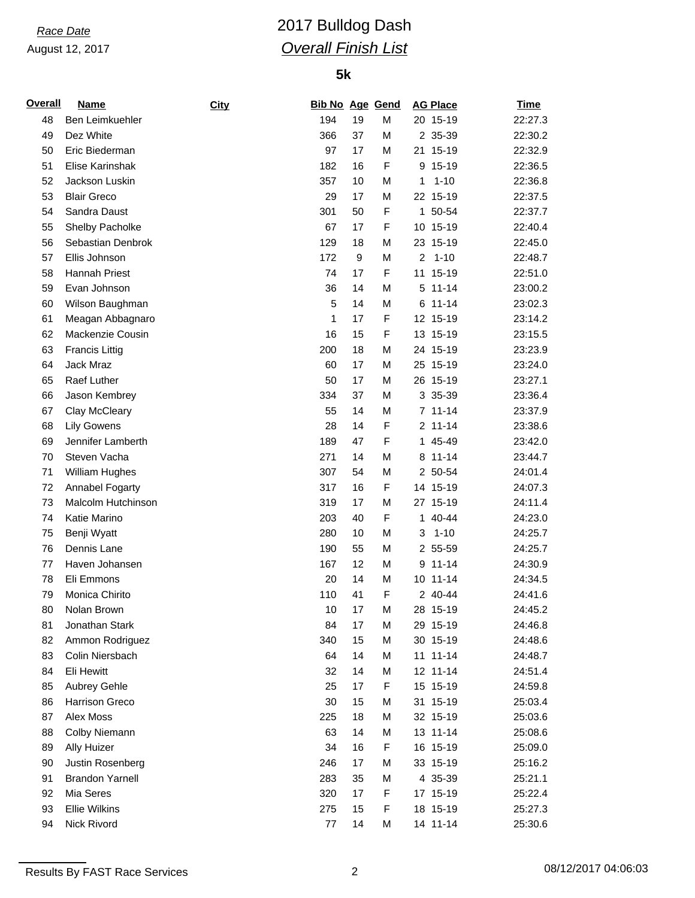*Race Date*

August 12, 2017

# 2017 Bulldog Dash

## *Overall Finish List*

### 5k

| Overall | Name | City | Bib No | Age | Gend | AG Place | Time |
|---|---|---|---|---|---|---|---|
| 48 | Ben Leimkuehler | | 194 | 19 | M | 20 15-19 | 22:27.3 |
| 49 | Dez White | | 366 | 37 | M | 2 35-39 | 22:30.2 |
| 50 | Eric Biederman | | 97 | 17 | M | 21 15-19 | 22:32.9 |
| 51 | Elise Karinshak | | 182 | 16 | F | 9 15-19 | 22:36.5 |
| 52 | Jackson Luskin | | 357 | 10 | M | 1 1-10 | 22:36.8 |
| 53 | Blair Greco | | 29 | 17 | M | 22 15-19 | 22:37.5 |
| 54 | Sandra Daust | | 301 | 50 | F | 1 50-54 | 22:37.7 |
| 55 | Shelby Pacholke | | 67 | 17 | F | 10 15-19 | 22:40.4 |
| 56 | Sebastian Denbrok | | 129 | 18 | M | 23 15-19 | 22:45.0 |
| 57 | Ellis Johnson | | 172 | 9 | M | 2 1-10 | 22:48.7 |
| 58 | Hannah Priest | | 74 | 17 | F | 11 15-19 | 22:51.0 |
| 59 | Evan Johnson | | 36 | 14 | M | 5 11-14 | 23:00.2 |
| 60 | Wilson Baughman | | 5 | 14 | M | 6 11-14 | 23:02.3 |
| 61 | Meagan Abbagnaro | | 1 | 17 | F | 12 15-19 | 23:14.2 |
| 62 | Mackenzie Cousin | | 16 | 15 | F | 13 15-19 | 23:15.5 |
| 63 | Francis Littig | | 200 | 18 | M | 24 15-19 | 23:23.9 |
| 64 | Jack Mraz | | 60 | 17 | M | 25 15-19 | 23:24.0 |
| 65 | Raef Luther | | 50 | 17 | M | 26 15-19 | 23:27.1 |
| 66 | Jason Kembrey | | 334 | 37 | M | 3 35-39 | 23:36.4 |
| 67 | Clay McCleary | | 55 | 14 | M | 7 11-14 | 23:37.9 |
| 68 | Lily Gowens | | 28 | 14 | F | 2 11-14 | 23:38.6 |
| 69 | Jennifer Lamberth | | 189 | 47 | F | 1 45-49 | 23:42.0 |
| 70 | Steven Vacha | | 271 | 14 | M | 8 11-14 | 23:44.7 |
| 71 | William Hughes | | 307 | 54 | M | 2 50-54 | 24:01.4 |
| 72 | Annabel Fogarty | | 317 | 16 | F | 14 15-19 | 24:07.3 |
| 73 | Malcolm Hutchinson | | 319 | 17 | M | 27 15-19 | 24:11.4 |
| 74 | Katie Marino | | 203 | 40 | F | 1 40-44 | 24:23.0 |
| 75 | Benji Wyatt | | 280 | 10 | M | 3 1-10 | 24:25.7 |
| 76 | Dennis Lane | | 190 | 55 | M | 2 55-59 | 24:25.7 |
| 77 | Haven Johansen | | 167 | 12 | M | 9 11-14 | 24:30.9 |
| 78 | Eli Emmons | | 20 | 14 | M | 10 11-14 | 24:34.5 |
| 79 | Monica Chirito | | 110 | 41 | F | 2 40-44 | 24:41.6 |
| 80 | Nolan Brown | | 10 | 17 | M | 28 15-19 | 24:45.2 |
| 81 | Jonathan Stark | | 84 | 17 | M | 29 15-19 | 24:46.8 |
| 82 | Ammon Rodriguez | | 340 | 15 | M | 30 15-19 | 24:48.6 |
| 83 | Colin Niersbach | | 64 | 14 | M | 11 11-14 | 24:48.7 |
| 84 | Eli Hewitt | | 32 | 14 | M | 12 11-14 | 24:51.4 |
| 85 | Aubrey Gehle | | 25 | 17 | F | 15 15-19 | 24:59.8 |
| 86 | Harrison Greco | | 30 | 15 | M | 31 15-19 | 25:03.4 |
| 87 | Alex Moss | | 225 | 18 | M | 32 15-19 | 25:03.6 |
| 88 | Colby Niemann | | 63 | 14 | M | 13 11-14 | 25:08.6 |
| 89 | Ally Huizer | | 34 | 16 | F | 16 15-19 | 25:09.0 |
| 90 | Justin Rosenberg | | 246 | 17 | M | 33 15-19 | 25:16.2 |
| 91 | Brandon Yarnell | | 283 | 35 | M | 4 35-39 | 25:21.1 |
| 92 | Mia Seres | | 320 | 17 | F | 17 15-19 | 25:22.4 |
| 93 | Ellie Wilkins | | 275 | 15 | F | 18 15-19 | 25:27.3 |
| 94 | Nick Rivord | | 77 | 14 | M | 14 11-14 | 25:30.6 |

Results By FAST Race Services

08/12/2017 04:06:03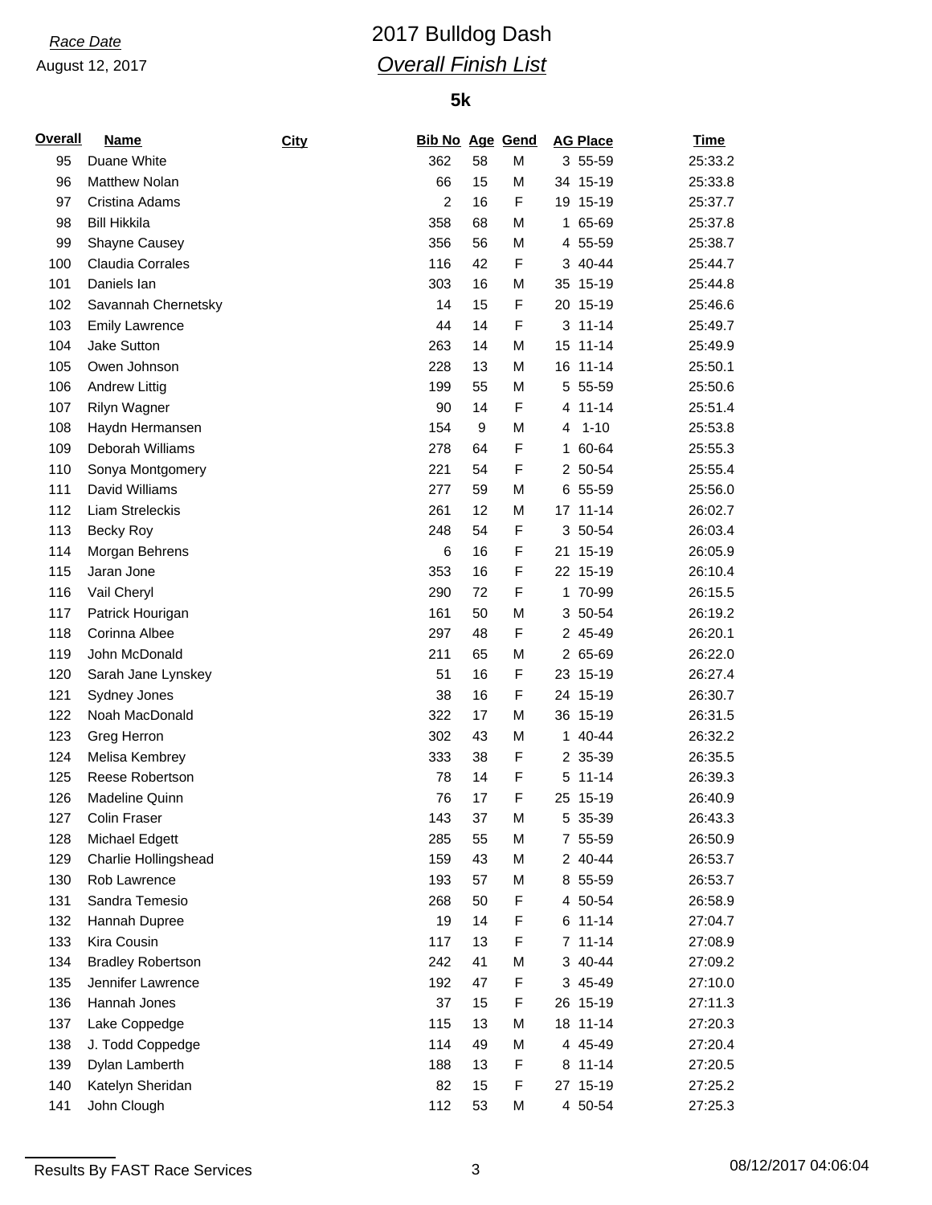*Race Date*

August 12, 2017

# 2017 Bulldog Dash

## *Overall Finish List*

### 5k

| Overall | Name | City | Bib No | Age | Gend | AG Place | | Time |
|---|---|---|---|---|---|---|---|---|
| 95 | Duane White | | 362 | 58 | M | 3 | 55-59 | 25:33.2 |
| 96 | Matthew Nolan | | 66 | 15 | M | 34 | 15-19 | 25:33.8 |
| 97 | Cristina Adams | | 2 | 16 | F | 19 | 15-19 | 25:37.7 |
| 98 | Bill Hikkila | | 358 | 68 | M | 1 | 65-69 | 25:37.8 |
| 99 | Shayne Causey | | 356 | 56 | M | 4 | 55-59 | 25:38.7 |
| 100 | Claudia Corrales | | 116 | 42 | F | 3 | 40-44 | 25:44.7 |
| 101 | Daniels Ian | | 303 | 16 | M | 35 | 15-19 | 25:44.8 |
| 102 | Savannah Chernetsky | | 14 | 15 | F | 20 | 15-19 | 25:46.6 |
| 103 | Emily Lawrence | | 44 | 14 | F | 3 | 11-14 | 25:49.7 |
| 104 | Jake Sutton | | 263 | 14 | M | 15 | 11-14 | 25:49.9 |
| 105 | Owen Johnson | | 228 | 13 | M | 16 | 11-14 | 25:50.1 |
| 106 | Andrew Littig | | 199 | 55 | M | 5 | 55-59 | 25:50.6 |
| 107 | Rilyn Wagner | | 90 | 14 | F | 4 | 11-14 | 25:51.4 |
| 108 | Haydn Hermansen | | 154 | 9 | M | 4 | 1-10 | 25:53.8 |
| 109 | Deborah Williams | | 278 | 64 | F | 1 | 60-64 | 25:55.3 |
| 110 | Sonya Montgomery | | 221 | 54 | F | 2 | 50-54 | 25:55.4 |
| 111 | David Williams | | 277 | 59 | M | 6 | 55-59 | 25:56.0 |
| 112 | Liam Streleckis | | 261 | 12 | M | 17 | 11-14 | 26:02.7 |
| 113 | Becky Roy | | 248 | 54 | F | 3 | 50-54 | 26:03.4 |
| 114 | Morgan Behrens | | 6 | 16 | F | 21 | 15-19 | 26:05.9 |
| 115 | Jaran Jone | | 353 | 16 | F | 22 | 15-19 | 26:10.4 |
| 116 | Vail Cheryl | | 290 | 72 | F | 1 | 70-99 | 26:15.5 |
| 117 | Patrick Hourigan | | 161 | 50 | M | 3 | 50-54 | 26:19.2 |
| 118 | Corinna Albee | | 297 | 48 | F | 2 | 45-49 | 26:20.1 |
| 119 | John McDonald | | 211 | 65 | M | 2 | 65-69 | 26:22.0 |
| 120 | Sarah Jane Lynskey | | 51 | 16 | F | 23 | 15-19 | 26:27.4 |
| 121 | Sydney Jones | | 38 | 16 | F | 24 | 15-19 | 26:30.7 |
| 122 | Noah MacDonald | | 322 | 17 | M | 36 | 15-19 | 26:31.5 |
| 123 | Greg Herron | | 302 | 43 | M | 1 | 40-44 | 26:32.2 |
| 124 | Melisa Kembrey | | 333 | 38 | F | 2 | 35-39 | 26:35.5 |
| 125 | Reese Robertson | | 78 | 14 | F | 5 | 11-14 | 26:39.3 |
| 126 | Madeline Quinn | | 76 | 17 | F | 25 | 15-19 | 26:40.9 |
| 127 | Colin Fraser | | 143 | 37 | M | 5 | 35-39 | 26:43.3 |
| 128 | Michael Edgett | | 285 | 55 | M | 7 | 55-59 | 26:50.9 |
| 129 | Charlie Hollingshead | | 159 | 43 | M | 2 | 40-44 | 26:53.7 |
| 130 | Rob Lawrence | | 193 | 57 | M | 8 | 55-59 | 26:53.7 |
| 131 | Sandra Temesio | | 268 | 50 | F | 4 | 50-54 | 26:58.9 |
| 132 | Hannah Dupree | | 19 | 14 | F | 6 | 11-14 | 27:04.7 |
| 133 | Kira Cousin | | 117 | 13 | F | 7 | 11-14 | 27:08.9 |
| 134 | Bradley Robertson | | 242 | 41 | M | 3 | 40-44 | 27:09.2 |
| 135 | Jennifer Lawrence | | 192 | 47 | F | 3 | 45-49 | 27:10.0 |
| 136 | Hannah Jones | | 37 | 15 | F | 26 | 15-19 | 27:11.3 |
| 137 | Lake Coppedge | | 115 | 13 | M | 18 | 11-14 | 27:20.3 |
| 138 | J. Todd Coppedge | | 114 | 49 | M | 4 | 45-49 | 27:20.4 |
| 139 | Dylan Lamberth | | 188 | 13 | F | 8 | 11-14 | 27:20.5 |
| 140 | Katelyn Sheridan | | 82 | 15 | F | 27 | 15-19 | 27:25.2 |
| 141 | John Clough | | 112 | 53 | M | 4 | 50-54 | 27:25.3 |

Results By FAST Race Services

08/12/2017 04:06:04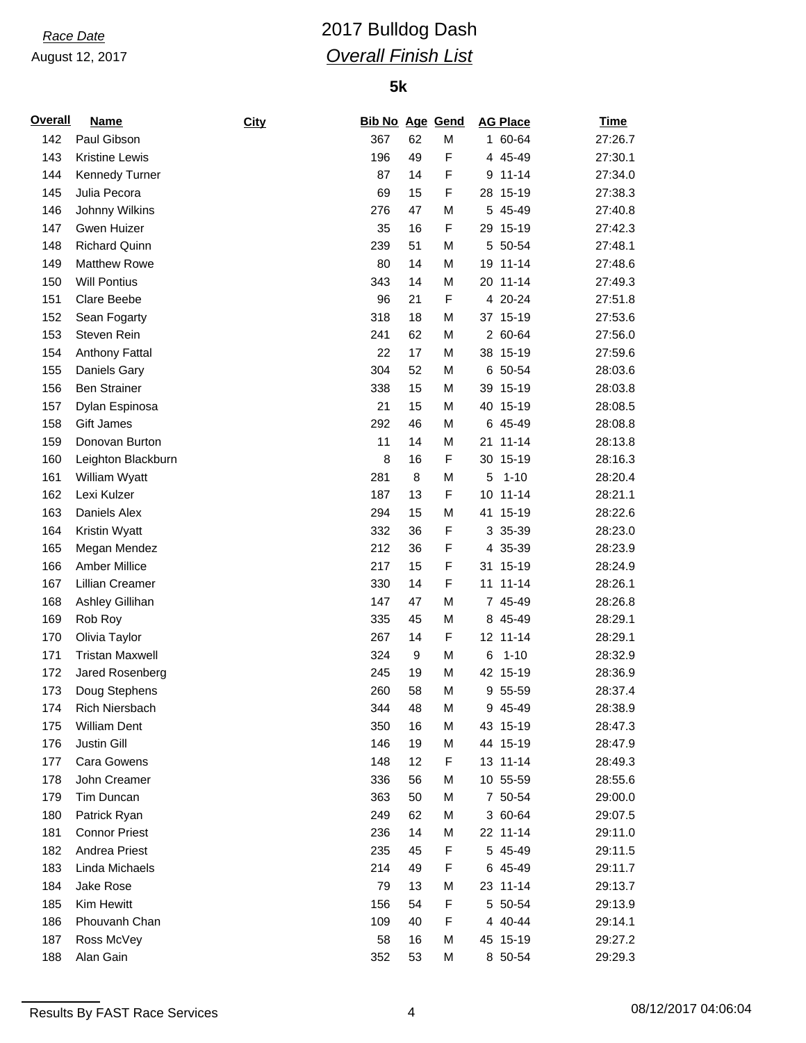*Race Date*
August 12, 2017

# 2017 Bulldog Dash
## *Overall Finish List*

### 5k

| Overall | Name | City | Bib No | Age | Gend | AG Place | | Time |
|---|---|---|---|---|---|---|---|---|
| 142 | Paul Gibson | | 367 | 62 | M | 1 | 60-64 | 27:26.7 |
| 143 | Kristine Lewis | | 196 | 49 | F | 4 | 45-49 | 27:30.1 |
| 144 | Kennedy Turner | | 87 | 14 | F | 9 | 11-14 | 27:34.0 |
| 145 | Julia Pecora | | 69 | 15 | F | 28 | 15-19 | 27:38.3 |
| 146 | Johnny Wilkins | | 276 | 47 | M | 5 | 45-49 | 27:40.8 |
| 147 | Gwen Huizer | | 35 | 16 | F | 29 | 15-19 | 27:42.3 |
| 148 | Richard Quinn | | 239 | 51 | M | 5 | 50-54 | 27:48.1 |
| 149 | Matthew Rowe | | 80 | 14 | M | 19 | 11-14 | 27:48.6 |
| 150 | Will Pontius | | 343 | 14 | M | 20 | 11-14 | 27:49.3 |
| 151 | Clare Beebe | | 96 | 21 | F | 4 | 20-24 | 27:51.8 |
| 152 | Sean Fogarty | | 318 | 18 | M | 37 | 15-19 | 27:53.6 |
| 153 | Steven Rein | | 241 | 62 | M | 2 | 60-64 | 27:56.0 |
| 154 | Anthony Fattal | | 22 | 17 | M | 38 | 15-19 | 27:59.6 |
| 155 | Daniels Gary | | 304 | 52 | M | 6 | 50-54 | 28:03.6 |
| 156 | Ben Strainer | | 338 | 15 | M | 39 | 15-19 | 28:03.8 |
| 157 | Dylan Espinosa | | 21 | 15 | M | 40 | 15-19 | 28:08.5 |
| 158 | Gift James | | 292 | 46 | M | 6 | 45-49 | 28:08.8 |
| 159 | Donovan Burton | | 11 | 14 | M | 21 | 11-14 | 28:13.8 |
| 160 | Leighton Blackburn | | 8 | 16 | F | 30 | 15-19 | 28:16.3 |
| 161 | William Wyatt | | 281 | 8 | M | 5 | 1-10 | 28:20.4 |
| 162 | Lexi Kulzer | | 187 | 13 | F | 10 | 11-14 | 28:21.1 |
| 163 | Daniels Alex | | 294 | 15 | M | 41 | 15-19 | 28:22.6 |
| 164 | Kristin Wyatt | | 332 | 36 | F | 3 | 35-39 | 28:23.0 |
| 165 | Megan Mendez | | 212 | 36 | F | 4 | 35-39 | 28:23.9 |
| 166 | Amber Millice | | 217 | 15 | F | 31 | 15-19 | 28:24.9 |
| 167 | Lillian Creamer | | 330 | 14 | F | 11 | 11-14 | 28:26.1 |
| 168 | Ashley Gillihan | | 147 | 47 | M | 7 | 45-49 | 28:26.8 |
| 169 | Rob Roy | | 335 | 45 | M | 8 | 45-49 | 28:29.1 |
| 170 | Olivia Taylor | | 267 | 14 | F | 12 | 11-14 | 28:29.1 |
| 171 | Tristan Maxwell | | 324 | 9 | M | 6 | 1-10 | 28:32.9 |
| 172 | Jared Rosenberg | | 245 | 19 | M | 42 | 15-19 | 28:36.9 |
| 173 | Doug Stephens | | 260 | 58 | M | 9 | 55-59 | 28:37.4 |
| 174 | Rich Niersbach | | 344 | 48 | M | 9 | 45-49 | 28:38.9 |
| 175 | William Dent | | 350 | 16 | M | 43 | 15-19 | 28:47.3 |
| 176 | Justin Gill | | 146 | 19 | M | 44 | 15-19 | 28:47.9 |
| 177 | Cara Gowens | | 148 | 12 | F | 13 | 11-14 | 28:49.3 |
| 178 | John Creamer | | 336 | 56 | M | 10 | 55-59 | 28:55.6 |
| 179 | Tim Duncan | | 363 | 50 | M | 7 | 50-54 | 29:00.0 |
| 180 | Patrick Ryan | | 249 | 62 | M | 3 | 60-64 | 29:07.5 |
| 181 | Connor Priest | | 236 | 14 | M | 22 | 11-14 | 29:11.0 |
| 182 | Andrea Priest | | 235 | 45 | F | 5 | 45-49 | 29:11.5 |
| 183 | Linda Michaels | | 214 | 49 | F | 6 | 45-49 | 29:11.7 |
| 184 | Jake Rose | | 79 | 13 | M | 23 | 11-14 | 29:13.7 |
| 185 | Kim Hewitt | | 156 | 54 | F | 5 | 50-54 | 29:13.9 |
| 186 | Phouvanh Chan | | 109 | 40 | F | 4 | 40-44 | 29:14.1 |
| 187 | Ross McVey | | 58 | 16 | M | 45 | 15-19 | 29:27.2 |
| 188 | Alan Gain | | 352 | 53 | M | 8 | 50-54 | 29:29.3 |

Results By FAST Race Services — 08/12/2017 04:06:04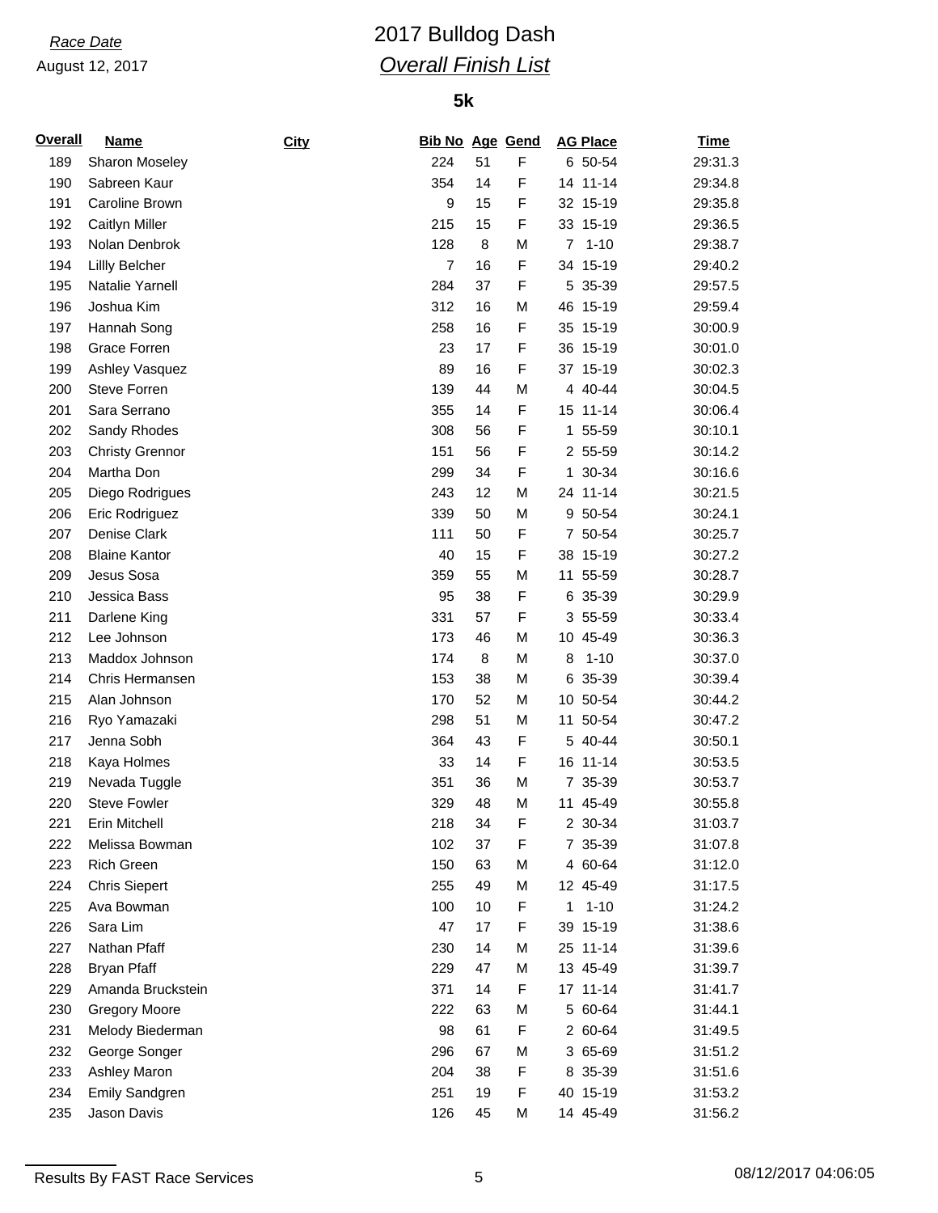*Race Date*
August 12, 2017

# 2017 Bulldog Dash

## *Overall Finish List*

### 5k

| Overall | Name | City | Bib No | Age | Gend | AG Place | | Time |
|---|---|---|---|---|---|---|---|---|
| 189 | Sharon Moseley | | 224 | 51 | F | 6 | 50-54 | 29:31.3 |
| 190 | Sabreen Kaur | | 354 | 14 | F | 14 | 11-14 | 29:34.8 |
| 191 | Caroline Brown | | 9 | 15 | F | 32 | 15-19 | 29:35.8 |
| 192 | Caitlyn Miller | | 215 | 15 | F | 33 | 15-19 | 29:36.5 |
| 193 | Nolan Denbrok | | 128 | 8 | M | 7 | 1-10 | 29:38.7 |
| 194 | Lillly Belcher | | 7 | 16 | F | 34 | 15-19 | 29:40.2 |
| 195 | Natalie Yarnell | | 284 | 37 | F | 5 | 35-39 | 29:57.5 |
| 196 | Joshua Kim | | 312 | 16 | M | 46 | 15-19 | 29:59.4 |
| 197 | Hannah Song | | 258 | 16 | F | 35 | 15-19 | 30:00.9 |
| 198 | Grace Forren | | 23 | 17 | F | 36 | 15-19 | 30:01.0 |
| 199 | Ashley Vasquez | | 89 | 16 | F | 37 | 15-19 | 30:02.3 |
| 200 | Steve Forren | | 139 | 44 | M | 4 | 40-44 | 30:04.5 |
| 201 | Sara Serrano | | 355 | 14 | F | 15 | 11-14 | 30:06.4 |
| 202 | Sandy Rhodes | | 308 | 56 | F | 1 | 55-59 | 30:10.1 |
| 203 | Christy Grennor | | 151 | 56 | F | 2 | 55-59 | 30:14.2 |
| 204 | Martha Don | | 299 | 34 | F | 1 | 30-34 | 30:16.6 |
| 205 | Diego Rodrigues | | 243 | 12 | M | 24 | 11-14 | 30:21.5 |
| 206 | Eric Rodriguez | | 339 | 50 | M | 9 | 50-54 | 30:24.1 |
| 207 | Denise Clark | | 111 | 50 | F | 7 | 50-54 | 30:25.7 |
| 208 | Blaine Kantor | | 40 | 15 | F | 38 | 15-19 | 30:27.2 |
| 209 | Jesus Sosa | | 359 | 55 | M | 11 | 55-59 | 30:28.7 |
| 210 | Jessica Bass | | 95 | 38 | F | 6 | 35-39 | 30:29.9 |
| 211 | Darlene King | | 331 | 57 | F | 3 | 55-59 | 30:33.4 |
| 212 | Lee Johnson | | 173 | 46 | M | 10 | 45-49 | 30:36.3 |
| 213 | Maddox Johnson | | 174 | 8 | M | 8 | 1-10 | 30:37.0 |
| 214 | Chris Hermansen | | 153 | 38 | M | 6 | 35-39 | 30:39.4 |
| 215 | Alan Johnson | | 170 | 52 | M | 10 | 50-54 | 30:44.2 |
| 216 | Ryo Yamazaki | | 298 | 51 | M | 11 | 50-54 | 30:47.2 |
| 217 | Jenna Sobh | | 364 | 43 | F | 5 | 40-44 | 30:50.1 |
| 218 | Kaya Holmes | | 33 | 14 | F | 16 | 11-14 | 30:53.5 |
| 219 | Nevada Tuggle | | 351 | 36 | M | 7 | 35-39 | 30:53.7 |
| 220 | Steve Fowler | | 329 | 48 | M | 11 | 45-49 | 30:55.8 |
| 221 | Erin Mitchell | | 218 | 34 | F | 2 | 30-34 | 31:03.7 |
| 222 | Melissa Bowman | | 102 | 37 | F | 7 | 35-39 | 31:07.8 |
| 223 | Rich Green | | 150 | 63 | M | 4 | 60-64 | 31:12.0 |
| 224 | Chris Siepert | | 255 | 49 | M | 12 | 45-49 | 31:17.5 |
| 225 | Ava Bowman | | 100 | 10 | F | 1 | 1-10 | 31:24.2 |
| 226 | Sara Lim | | 47 | 17 | F | 39 | 15-19 | 31:38.6 |
| 227 | Nathan Pfaff | | 230 | 14 | M | 25 | 11-14 | 31:39.6 |
| 228 | Bryan Pfaff | | 229 | 47 | M | 13 | 45-49 | 31:39.7 |
| 229 | Amanda Bruckstein | | 371 | 14 | F | 17 | 11-14 | 31:41.7 |
| 230 | Gregory Moore | | 222 | 63 | M | 5 | 60-64 | 31:44.1 |
| 231 | Melody Biederman | | 98 | 61 | F | 2 | 60-64 | 31:49.5 |
| 232 | George Songer | | 296 | 67 | M | 3 | 65-69 | 31:51.2 |
| 233 | Ashley Maron | | 204 | 38 | F | 8 | 35-39 | 31:51.6 |
| 234 | Emily Sandgren | | 251 | 19 | F | 40 | 15-19 | 31:53.2 |
| 235 | Jason Davis | | 126 | 45 | M | 14 | 45-49 | 31:56.2 |

Results By FAST Race Services | 08/12/2017 04:06:05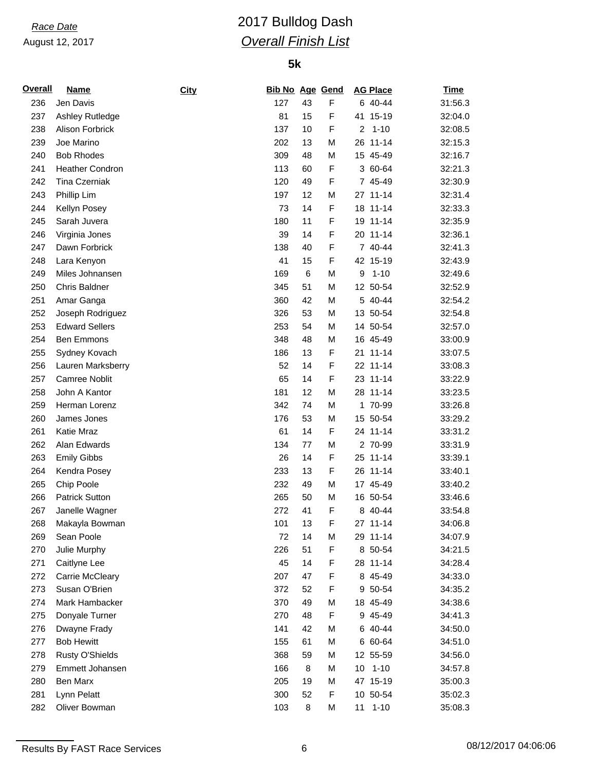*Race Date*

August 12, 2017

# 2017 Bulldog Dash

## *Overall Finish List*

### 5k

| Overall | Name | City | Bib No | Age | Gend | AG Place | Time |
|---|---|---|---|---|---|---|---|
| 236 | Jen Davis | | 127 | 43 | F | 6 40-44 | 31:56.3 |
| 237 | Ashley Rutledge | | 81 | 15 | F | 41 15-19 | 32:04.0 |
| 238 | Alison Forbrick | | 137 | 10 | F | 2 1-10 | 32:08.5 |
| 239 | Joe Marino | | 202 | 13 | M | 26 11-14 | 32:15.3 |
| 240 | Bob Rhodes | | 309 | 48 | M | 15 45-49 | 32:16.7 |
| 241 | Heather Condron | | 113 | 60 | F | 3 60-64 | 32:21.3 |
| 242 | Tina Czerniak | | 120 | 49 | F | 7 45-49 | 32:30.9 |
| 243 | Phillip Lim | | 197 | 12 | M | 27 11-14 | 32:31.4 |
| 244 | Kellyn Posey | | 73 | 14 | F | 18 11-14 | 32:33.3 |
| 245 | Sarah Juvera | | 180 | 11 | F | 19 11-14 | 32:35.9 |
| 246 | Virginia Jones | | 39 | 14 | F | 20 11-14 | 32:36.1 |
| 247 | Dawn Forbrick | | 138 | 40 | F | 7 40-44 | 32:41.3 |
| 248 | Lara Kenyon | | 41 | 15 | F | 42 15-19 | 32:43.9 |
| 249 | Miles Johnansen | | 169 | 6 | M | 9 1-10 | 32:49.6 |
| 250 | Chris Baldner | | 345 | 51 | M | 12 50-54 | 32:52.9 |
| 251 | Amar Ganga | | 360 | 42 | M | 5 40-44 | 32:54.2 |
| 252 | Joseph Rodriguez | | 326 | 53 | M | 13 50-54 | 32:54.8 |
| 253 | Edward Sellers | | 253 | 54 | M | 14 50-54 | 32:57.0 |
| 254 | Ben Emmons | | 348 | 48 | M | 16 45-49 | 33:00.9 |
| 255 | Sydney Kovach | | 186 | 13 | F | 21 11-14 | 33:07.5 |
| 256 | Lauren Marksberry | | 52 | 14 | F | 22 11-14 | 33:08.3 |
| 257 | Camree Noblit | | 65 | 14 | F | 23 11-14 | 33:22.9 |
| 258 | John A Kantor | | 181 | 12 | M | 28 11-14 | 33:23.5 |
| 259 | Herman Lorenz | | 342 | 74 | M | 1 70-99 | 33:26.8 |
| 260 | James Jones | | 176 | 53 | M | 15 50-54 | 33:29.2 |
| 261 | Katie Mraz | | 61 | 14 | F | 24 11-14 | 33:31.2 |
| 262 | Alan Edwards | | 134 | 77 | M | 2 70-99 | 33:31.9 |
| 263 | Emily Gibbs | | 26 | 14 | F | 25 11-14 | 33:39.1 |
| 264 | Kendra Posey | | 233 | 13 | F | 26 11-14 | 33:40.1 |
| 265 | Chip Poole | | 232 | 49 | M | 17 45-49 | 33:40.2 |
| 266 | Patrick Sutton | | 265 | 50 | M | 16 50-54 | 33:46.6 |
| 267 | Janelle Wagner | | 272 | 41 | F | 8 40-44 | 33:54.8 |
| 268 | Makayla Bowman | | 101 | 13 | F | 27 11-14 | 34:06.8 |
| 269 | Sean Poole | | 72 | 14 | M | 29 11-14 | 34:07.9 |
| 270 | Julie Murphy | | 226 | 51 | F | 8 50-54 | 34:21.5 |
| 271 | Caitlyne Lee | | 45 | 14 | F | 28 11-14 | 34:28.4 |
| 272 | Carrie McCleary | | 207 | 47 | F | 8 45-49 | 34:33.0 |
| 273 | Susan O'Brien | | 372 | 52 | F | 9 50-54 | 34:35.2 |
| 274 | Mark Hambacker | | 370 | 49 | M | 18 45-49 | 34:38.6 |
| 275 | Donyale Turner | | 270 | 48 | F | 9 45-49 | 34:41.3 |
| 276 | Dwayne Frady | | 141 | 42 | M | 6 40-44 | 34:50.0 |
| 277 | Bob Hewitt | | 155 | 61 | M | 6 60-64 | 34:51.0 |
| 278 | Rusty O'Shields | | 368 | 59 | M | 12 55-59 | 34:56.0 |
| 279 | Emmett Johansen | | 166 | 8 | M | 10 1-10 | 34:57.8 |
| 280 | Ben Marx | | 205 | 19 | M | 47 15-19 | 35:00.3 |
| 281 | Lynn Pelatt | | 300 | 52 | F | 10 50-54 | 35:02.3 |
| 282 | Oliver Bowman | | 103 | 8 | M | 11 1-10 | 35:08.3 |

Results By FAST Race Services

08/12/2017 04:06:06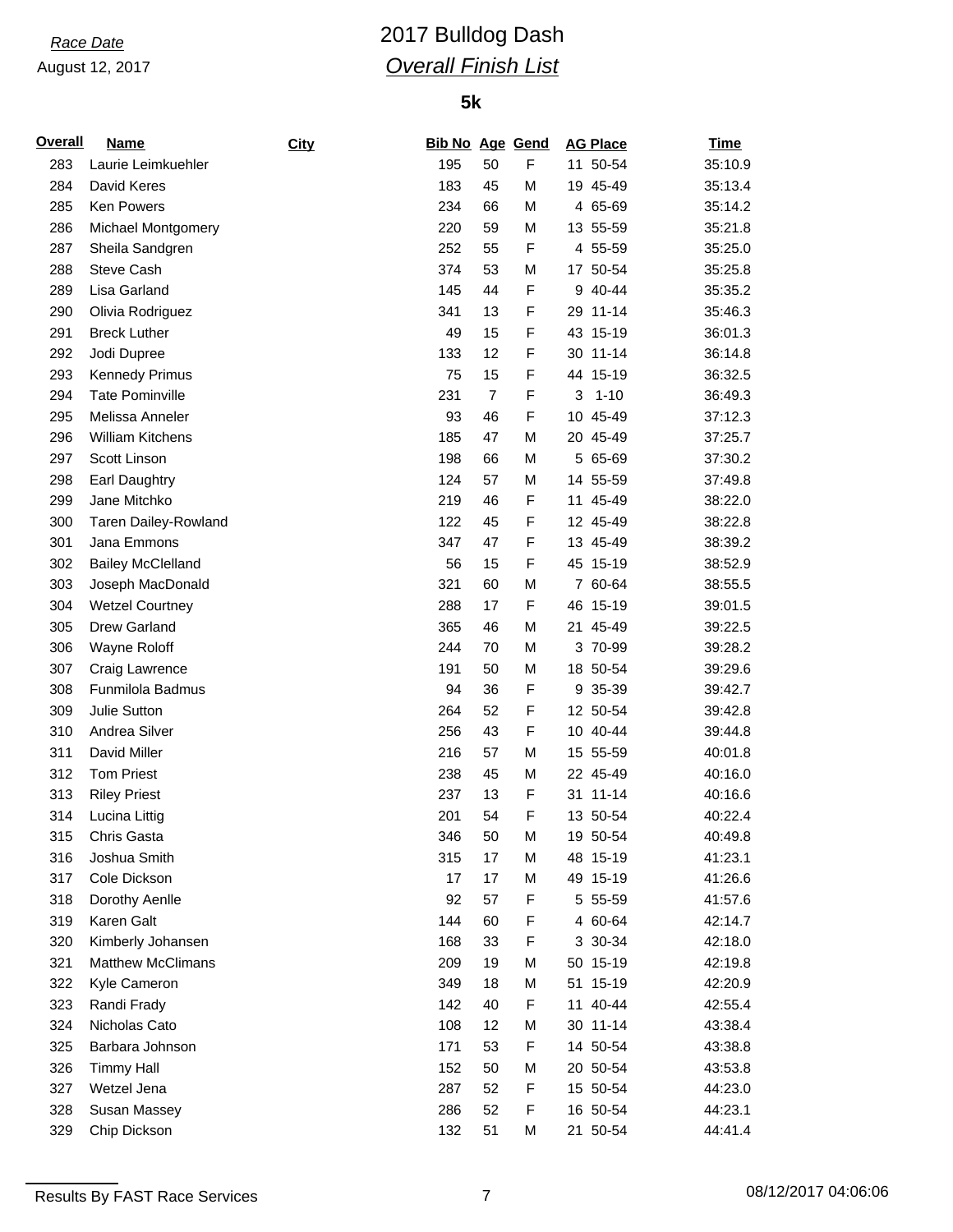*Race Date*

August 12, 2017

# 2017 Bulldog Dash

## *Overall Finish List*

### 5k

| Overall | Name | City | Bib No | Age | Gend | AG Place | Time |
|---|---|---|---|---|---|---|---|
| 283 | Laurie Leimkuehler | | 195 | 50 | F | 11 50-54 | 35:10.9 |
| 284 | David Keres | | 183 | 45 | M | 19 45-49 | 35:13.4 |
| 285 | Ken Powers | | 234 | 66 | M | 4 65-69 | 35:14.2 |
| 286 | Michael Montgomery | | 220 | 59 | M | 13 55-59 | 35:21.8 |
| 287 | Sheila Sandgren | | 252 | 55 | F | 4 55-59 | 35:25.0 |
| 288 | Steve Cash | | 374 | 53 | M | 17 50-54 | 35:25.8 |
| 289 | Lisa Garland | | 145 | 44 | F | 9 40-44 | 35:35.2 |
| 290 | Olivia Rodriguez | | 341 | 13 | F | 29 11-14 | 35:46.3 |
| 291 | Breck Luther | | 49 | 15 | F | 43 15-19 | 36:01.3 |
| 292 | Jodi Dupree | | 133 | 12 | F | 30 11-14 | 36:14.8 |
| 293 | Kennedy Primus | | 75 | 15 | F | 44 15-19 | 36:32.5 |
| 294 | Tate Pominville | | 231 | 7 | F | 3 1-10 | 36:49.3 |
| 295 | Melissa Anneler | | 93 | 46 | F | 10 45-49 | 37:12.3 |
| 296 | William Kitchens | | 185 | 47 | M | 20 45-49 | 37:25.7 |
| 297 | Scott Linson | | 198 | 66 | M | 5 65-69 | 37:30.2 |
| 298 | Earl Daughtry | | 124 | 57 | M | 14 55-59 | 37:49.8 |
| 299 | Jane Mitchko | | 219 | 46 | F | 11 45-49 | 38:22.0 |
| 300 | Taren Dailey-Rowland | | 122 | 45 | F | 12 45-49 | 38:22.8 |
| 301 | Jana Emmons | | 347 | 47 | F | 13 45-49 | 38:39.2 |
| 302 | Bailey McClelland | | 56 | 15 | F | 45 15-19 | 38:52.9 |
| 303 | Joseph MacDonald | | 321 | 60 | M | 7 60-64 | 38:55.5 |
| 304 | Wetzel Courtney | | 288 | 17 | F | 46 15-19 | 39:01.5 |
| 305 | Drew Garland | | 365 | 46 | M | 21 45-49 | 39:22.5 |
| 306 | Wayne Roloff | | 244 | 70 | M | 3 70-99 | 39:28.2 |
| 307 | Craig Lawrence | | 191 | 50 | M | 18 50-54 | 39:29.6 |
| 308 | Funmilola Badmus | | 94 | 36 | F | 9 35-39 | 39:42.7 |
| 309 | Julie Sutton | | 264 | 52 | F | 12 50-54 | 39:42.8 |
| 310 | Andrea Silver | | 256 | 43 | F | 10 40-44 | 39:44.8 |
| 311 | David Miller | | 216 | 57 | M | 15 55-59 | 40:01.8 |
| 312 | Tom Priest | | 238 | 45 | M | 22 45-49 | 40:16.0 |
| 313 | Riley Priest | | 237 | 13 | F | 31 11-14 | 40:16.6 |
| 314 | Lucina Littig | | 201 | 54 | F | 13 50-54 | 40:22.4 |
| 315 | Chris Gasta | | 346 | 50 | M | 19 50-54 | 40:49.8 |
| 316 | Joshua Smith | | 315 | 17 | M | 48 15-19 | 41:23.1 |
| 317 | Cole Dickson | | 17 | 17 | M | 49 15-19 | 41:26.6 |
| 318 | Dorothy Aenlle | | 92 | 57 | F | 5 55-59 | 41:57.6 |
| 319 | Karen Galt | | 144 | 60 | F | 4 60-64 | 42:14.7 |
| 320 | Kimberly Johansen | | 168 | 33 | F | 3 30-34 | 42:18.0 |
| 321 | Matthew McClimans | | 209 | 19 | M | 50 15-19 | 42:19.8 |
| 322 | Kyle Cameron | | 349 | 18 | M | 51 15-19 | 42:20.9 |
| 323 | Randi Frady | | 142 | 40 | F | 11 40-44 | 42:55.4 |
| 324 | Nicholas Cato | | 108 | 12 | M | 30 11-14 | 43:38.4 |
| 325 | Barbara Johnson | | 171 | 53 | F | 14 50-54 | 43:38.8 |
| 326 | Timmy Hall | | 152 | 50 | M | 20 50-54 | 43:53.8 |
| 327 | Wetzel Jena | | 287 | 52 | F | 15 50-54 | 44:23.0 |
| 328 | Susan Massey | | 286 | 52 | F | 16 50-54 | 44:23.1 |
| 329 | Chip Dickson | | 132 | 51 | M | 21 50-54 | 44:41.4 |

Results By FAST Race Services

08/12/2017 04:06:06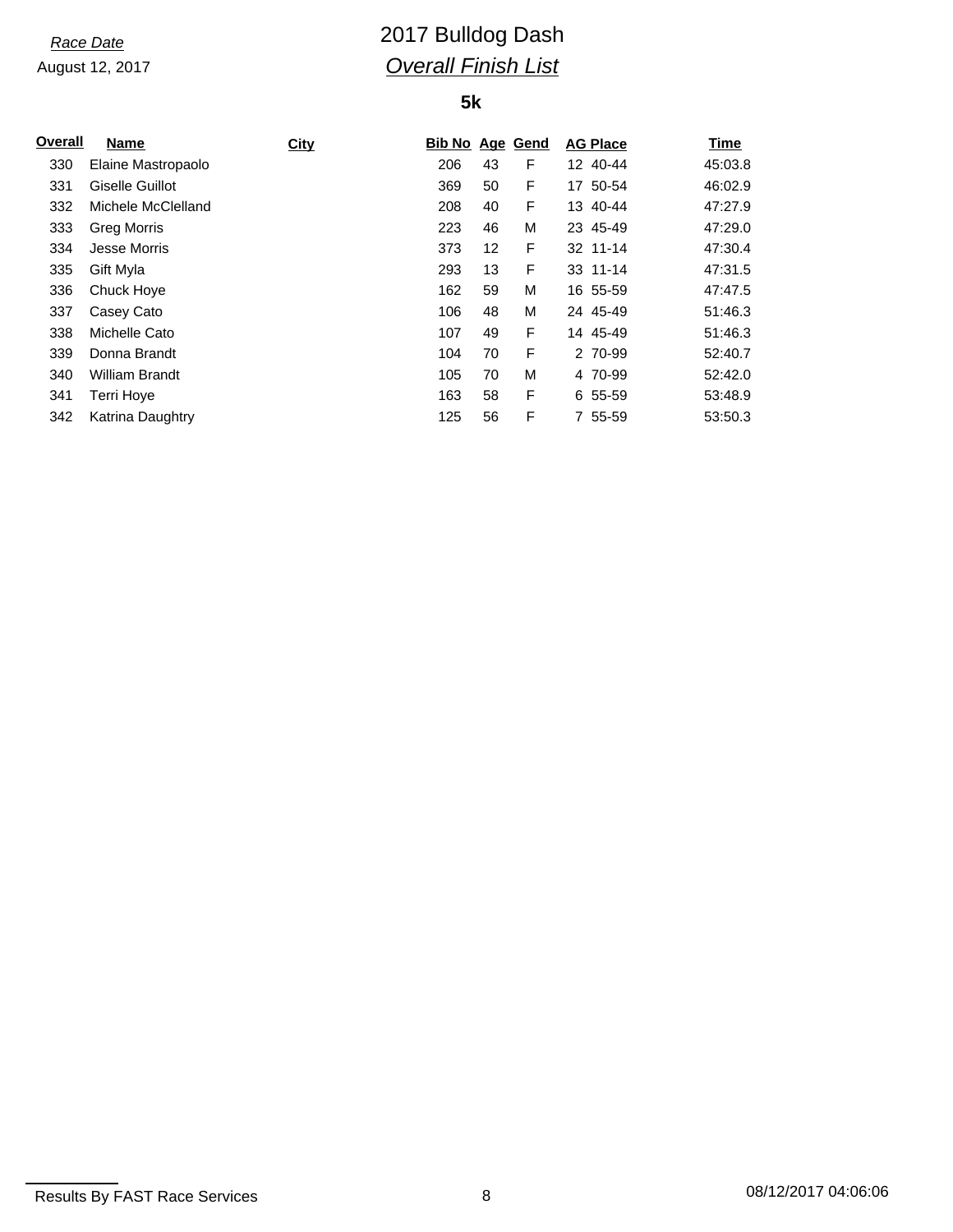*Race Date*

August 12, 2017

# 2017 Bulldog Dash

## *Overall Finish List*

### 5k

| Overall | Name | City | Bib No | Age | Gend | AG Place | Time |
|---|---|---|---|---|---|---|---|
| 330 | Elaine Mastropaolo | | 206 | 43 | F | 12 40-44 | 45:03.8 |
| 331 | Giselle Guillot | | 369 | 50 | F | 17 50-54 | 46:02.9 |
| 332 | Michele McClelland | | 208 | 40 | F | 13 40-44 | 47:27.9 |
| 333 | Greg Morris | | 223 | 46 | M | 23 45-49 | 47:29.0 |
| 334 | Jesse Morris | | 373 | 12 | F | 32 11-14 | 47:30.4 |
| 335 | Gift Myla | | 293 | 13 | F | 33 11-14 | 47:31.5 |
| 336 | Chuck Hoye | | 162 | 59 | M | 16 55-59 | 47:47.5 |
| 337 | Casey Cato | | 106 | 48 | M | 24 45-49 | 51:46.3 |
| 338 | Michelle Cato | | 107 | 49 | F | 14 45-49 | 51:46.3 |
| 339 | Donna Brandt | | 104 | 70 | F | 2 70-99 | 52:40.7 |
| 340 | William Brandt | | 105 | 70 | M | 4 70-99 | 52:42.0 |
| 341 | Terri Hoye | | 163 | 58 | F | 6 55-59 | 53:48.9 |
| 342 | Katrina Daughtry | | 125 | 56 | F | 7 55-59 | 53:50.3 |

Results By FAST Race Services

08/12/2017 04:06:06